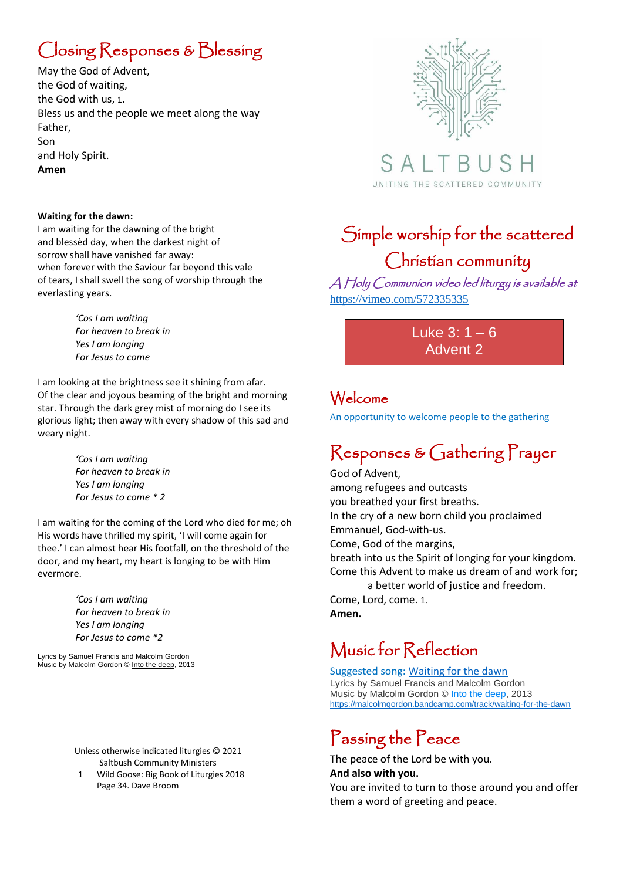# Simple worship for the scattered Christian community

SALTBUSH

UNITING THE SCATTERED COMMUNITY

*A Holy Communion video led liturgy is available at* https://vimeo.com/572335335

**Luke 3: 1 – 6**
**Advent 2**

## Welcome

An opportunity to welcome people to the gathering

## Responses & Gathering Prayer

God of Advent,
among refugees and outcasts
you breathed your first breaths.
In the cry of a new born child you proclaimed
Emmanuel, God-with-us.
Come, God of the margins,
breath into us the Spirit of longing for your kingdom.
Come this Advent to make us dream of and work for;
a better world of justice and freedom.
Come, Lord, come. 1.
**Amen.**

## Music for Reflection

Suggested song: Waiting for the dawn
Lyrics by Samuel Francis and Malcolm Gordon
Music by Malcolm Gordon © Into the deep, 2013
https://malcolmgordon.bandcamp.com/track/waiting-for-the-dawn

## Passing the Peace

The peace of the Lord be with you.
**And also with you.**
You are invited to turn to those around you and offer them a word of greeting and peace.

## Closing Responses & Blessing

May the God of Advent,
the God of waiting,
the God with us, 1.
Bless us and the people we meet along the way
Father,
Son
and Holy Spirit.
**Amen**

**Waiting for the dawn:**

I am waiting for the dawning of the bright and blessèd day, when the darkest night of sorrow shall have vanished far away: when forever with the Saviour far beyond this vale of tears, I shall swell the song of worship through the everlasting years.

*'Cos I am waiting*
*For heaven to break in*
*Yes I am longing*
*For Jesus to come*

I am looking at the brightness see it shining from afar. Of the clear and joyous beaming of the bright and morning star. Through the dark grey mist of morning do I see its glorious light; then away with every shadow of this sad and weary night.

*'Cos I am waiting*
*For heaven to break in*
*Yes I am longing*
*For Jesus to come * 2*

I am waiting for the coming of the Lord who died for me; oh His words have thrilled my spirit, 'I will come again for thee.' I can almost hear His footfall, on the threshold of the door, and my heart, my heart is longing to be with Him evermore.

*'Cos I am waiting*
*For heaven to break in*
*Yes I am longing*
*For Jesus to come *2*

Lyrics by Samuel Francis and Malcolm Gordon
Music by Malcolm Gordon © Into the deep, 2013

Unless otherwise indicated liturgies © 2021 Saltbush Community Ministers

1 Wild Goose: Big Book of Liturgies 2018 Page 34. Dave Broom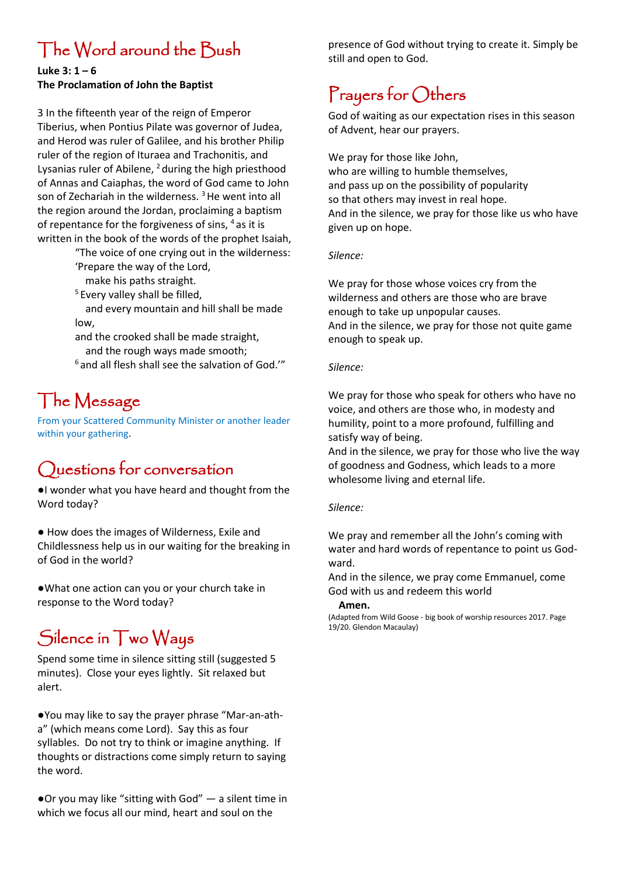# The Word around the Bush

**Luke 3: 1 – 6**
**The Proclamation of John the Baptist**

3 In the fifteenth year of the reign of Emperor Tiberius, when Pontius Pilate was governor of Judea, and Herod was ruler of Galilee, and his brother Philip ruler of the region of Ituraea and Trachonitis, and Lysanias ruler of Abilene, [2] during the high priesthood of Annas and Caiaphas, the word of God came to John son of Zechariah in the wilderness. [3] He went into all the region around the Jordan, proclaiming a baptism of repentance for the forgiveness of sins, [4] as it is written in the book of the words of the prophet Isaiah,

> "The voice of one crying out in the wilderness:
> 'Prepare the way of the Lord,
> make his paths straight.
> [5] Every valley shall be filled,
> and every mountain and hill shall be made low,
> and the crooked shall be made straight,
> and the rough ways made smooth;
> [6] and all flesh shall see the salvation of God.'"

# The Message

From your Scattered Community Minister or another leader within your gathering.

# Questions for conversation

●I wonder what you have heard and thought from the Word today?

● How does the images of Wilderness, Exile and Childlessness help us in our waiting for the breaking in of God in the world?

●What one action can you or your church take in response to the Word today?

# Silence in Two Ways

Spend some time in silence sitting still (suggested 5 minutes). Close your eyes lightly. Sit relaxed but alert.

●You may like to say the prayer phrase "Mar-an-ath-a" (which means come Lord). Say this as four syllables. Do not try to think or imagine anything. If thoughts or distractions come simply return to saying the word.

●Or you may like "sitting with God" — a silent time in which we focus all our mind, heart and soul on the presence of God without trying to create it. Simply be still and open to God.

# Prayers for Others

God of waiting as our expectation rises in this season of Advent, hear our prayers.

We pray for those like John,
who are willing to humble themselves,
and pass up on the possibility of popularity
so that others may invest in real hope.
And in the silence, we pray for those like us who have given up on hope.

*Silence:*

We pray for those whose voices cry from the wilderness and others are those who are brave enough to take up unpopular causes.
And in the silence, we pray for those not quite game enough to speak up.

*Silence:*

We pray for those who speak for others who have no voice, and others are those who, in modesty and humility, point to a more profound, fulfilling and satisfy way of being.
And in the silence, we pray for those who live the way of goodness and Godness, which leads to a more wholesome living and eternal life.

*Silence:*

We pray and remember all the John's coming with water and hard words of repentance to point us God-ward.
And in the silence, we pray come Emmanuel, come God with us and redeem this world

**Amen.**

(Adapted from Wild Goose - big book of worship resources 2017. Page 19/20. Glendon Macaulay)